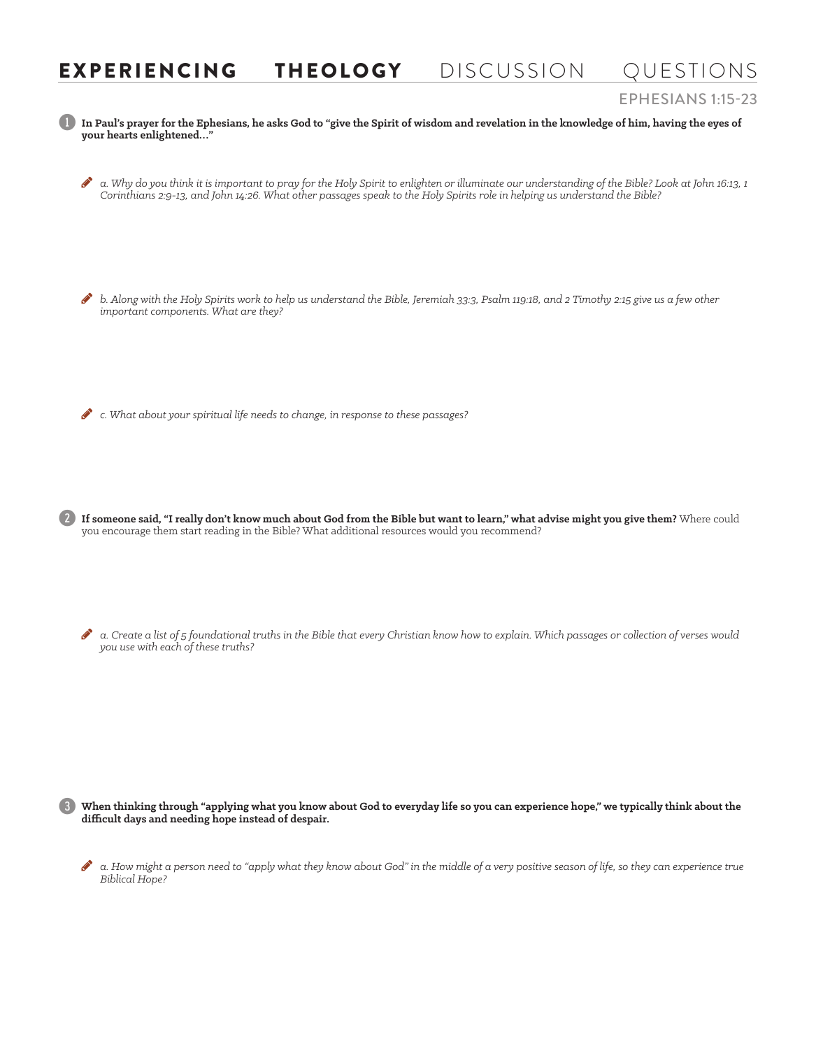# EXPERIENCING THEOLOGY DISCUSSION QUESTIONS

## EPHESIANS 1:15-23

1. **In Paul's prayer for the Ephesians, he asks God to "give the Spirit of wisdom and revelation in the knowledge of him, having the eyes of your hearts enlightened..."**

   *a. Why do you think it is important to pray for the Holy Spirit to enlighten or illuminate our understanding of the Bible? Look at John 16:13, 1 Corinthians 2:9-13, and John 14:26. What other passages speak to the Holy Spirits role in helping us understand the Bible?*

   *b. Along with the Holy Spirits work to help us understand the Bible, Jeremiah 33:3, Psalm 119:18, and 2 Timothy 2:15 give us a few other important components. What are they?*

   *c. What about your spiritual life needs to change, in response to these passages?*

2. **If someone said, "I really don't know much about God from the Bible but want to learn," what advise might you give them?** Where could you encourage them start reading in the Bible? What additional resources would you recommend?

   *a. Create a list of 5 foundational truths in the Bible that every Christian know how to explain. Which passages or collection of verses would you use with each of these truths?*

3. **When thinking through "applying what you know about God to everyday life so you can experience hope," we typically think about the difficult days and needing hope instead of despair.**

   *a. How might a person need to "apply what they know about God" in the middle of a very positive season of life, so they can experience true Biblical Hope?*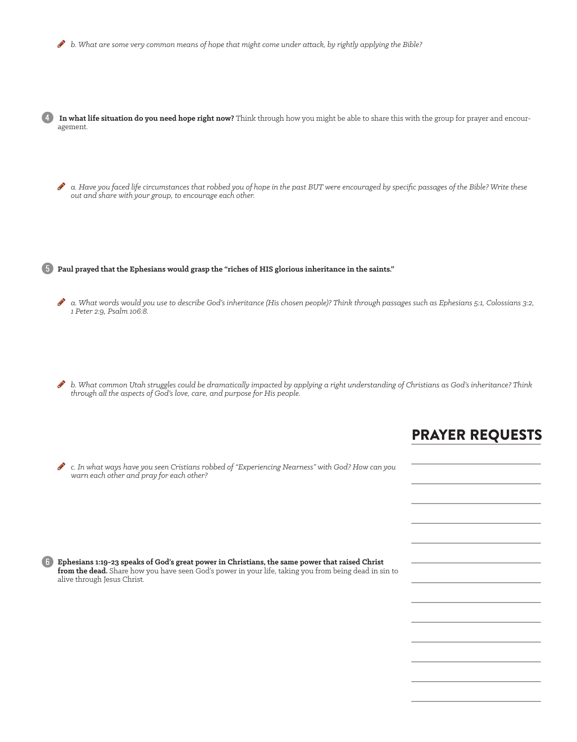*b. What are some very common means of hope that might come under attack, by rightly applying the Bible?*

4. **In what life situation do you need hope right now?** Think through how you might be able to share this with the group for prayer and encouragement.

   *a. Have you faced life circumstances that robbed you of hope in the past BUT were encouraged by specific passages of the Bible? Write these out and share with your group, to encourage each other.*

5. **Paul prayed that the Ephesians would grasp the "riches of HIS glorious inheritance in the saints."**

   *a. What words would you use to describe God's inheritance (His chosen people)? Think through passages such as Ephesians 5:1, Colossians 3:2, 1 Peter 2:9, Psalm 106:8.*

   *b. What common Utah struggles could be dramatically impacted by applying a right understanding of Christians as God's inheritance? Think through all the aspects of God's love, care, and purpose for His people.*

   *c. In what ways have you seen Cristians robbed of "Experiencing Nearness" with God? How can you warn each other and pray for each other?*

6. **Ephesians 1:19-23 speaks of God's great power in Christians, the same power that raised Christ from the dead.** Share how you have seen God's power in your life, taking you from being dead in sin to alive through Jesus Christ.

## PRAYER REQUESTS